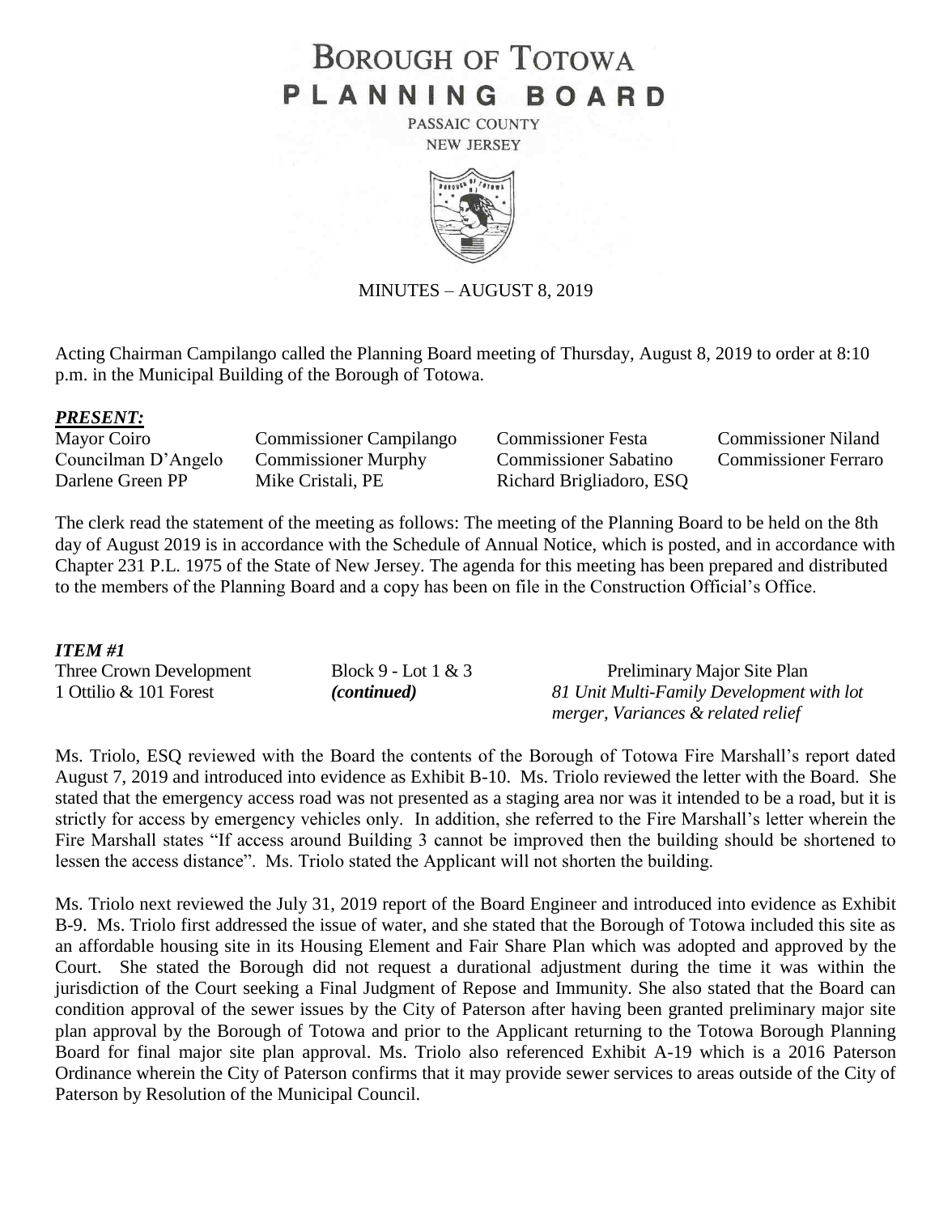# BOROUGH OF TOTOWA PLANNING BOARD

PASSAIC COUNTY
NEW JERSEY

MINUTES – AUGUST 8, 2019

Acting Chairman Campilango called the Planning Board meeting of Thursday, August 8, 2019 to order at 8:10 p.m. in the Municipal Building of the Borough of Totowa.

***PRESENT:***

| | | | |
|---|---|---|---|
| Mayor Coiro | Commissioner Campilango | Commissioner Festa | Commissioner Niland |
| Councilman D'Angelo | Commissioner Murphy | Commissioner Sabatino | Commissioner Ferraro |
| Darlene Green PP | Mike Cristali, PE | Richard Brigliadoro, ESQ | |

The clerk read the statement of the meeting as follows: The meeting of the Planning Board to be held on the 8th day of August 2019 is in accordance with the Schedule of Annual Notice, which is posted, and in accordance with Chapter 231 P.L. 1975 of the State of New Jersey. The agenda for this meeting has been prepared and distributed to the members of the Planning Board and a copy has been on file in the Construction Official's Office.

***ITEM #1***

| | | |
|---|---|---|
| Three Crown Development | Block 9 - Lot 1 & 3 | Preliminary Major Site Plan |
| 1 Ottilio & 101 Forest | *(continued)* | *81 Unit Multi-Family Development with lot merger, Variances & related relief* |

Ms. Triolo, ESQ reviewed with the Board the contents of the Borough of Totowa Fire Marshall's report dated August 7, 2019 and introduced into evidence as Exhibit B-10. Ms. Triolo reviewed the letter with the Board. She stated that the emergency access road was not presented as a staging area nor was it intended to be a road, but it is strictly for access by emergency vehicles only. In addition, she referred to the Fire Marshall's letter wherein the Fire Marshall states "If access around Building 3 cannot be improved then the building should be shortened to lessen the access distance". Ms. Triolo stated the Applicant will not shorten the building.

Ms. Triolo next reviewed the July 31, 2019 report of the Board Engineer and introduced into evidence as Exhibit B-9. Ms. Triolo first addressed the issue of water, and she stated that the Borough of Totowa included this site as an affordable housing site in its Housing Element and Fair Share Plan which was adopted and approved by the Court. She stated the Borough did not request a durational adjustment during the time it was within the jurisdiction of the Court seeking a Final Judgment of Repose and Immunity. She also stated that the Board can condition approval of the sewer issues by the City of Paterson after having been granted preliminary major site plan approval by the Borough of Totowa and prior to the Applicant returning to the Totowa Borough Planning Board for final major site plan approval. Ms. Triolo also referenced Exhibit A-19 which is a 2016 Paterson Ordinance wherein the City of Paterson confirms that it may provide sewer services to areas outside of the City of Paterson by Resolution of the Municipal Council.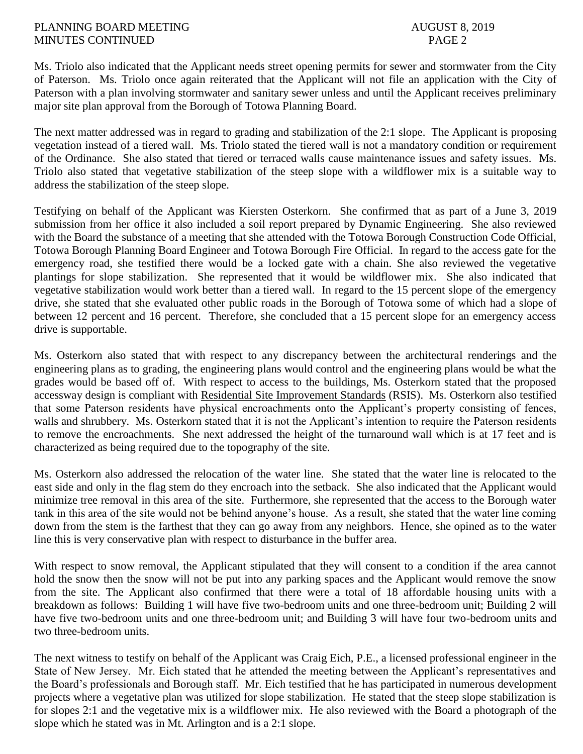Ms. Triolo also indicated that the Applicant needs street opening permits for sewer and stormwater from the City of Paterson. Ms. Triolo once again reiterated that the Applicant will not file an application with the City of Paterson with a plan involving stormwater and sanitary sewer unless and until the Applicant receives preliminary major site plan approval from the Borough of Totowa Planning Board.

The next matter addressed was in regard to grading and stabilization of the 2:1 slope. The Applicant is proposing vegetation instead of a tiered wall. Ms. Triolo stated the tiered wall is not a mandatory condition or requirement of the Ordinance. She also stated that tiered or terraced walls cause maintenance issues and safety issues. Ms. Triolo also stated that vegetative stabilization of the steep slope with a wildflower mix is a suitable way to address the stabilization of the steep slope.

Testifying on behalf of the Applicant was Kiersten Osterkorn. She confirmed that as part of a June 3, 2019 submission from her office it also included a soil report prepared by Dynamic Engineering. She also reviewed with the Board the substance of a meeting that she attended with the Totowa Borough Construction Code Official, Totowa Borough Planning Board Engineer and Totowa Borough Fire Official. In regard to the access gate for the emergency road, she testified there would be a locked gate with a chain. She also reviewed the vegetative plantings for slope stabilization. She represented that it would be wildflower mix. She also indicated that vegetative stabilization would work better than a tiered wall. In regard to the 15 percent slope of the emergency drive, she stated that she evaluated other public roads in the Borough of Totowa some of which had a slope of between 12 percent and 16 percent. Therefore, she concluded that a 15 percent slope for an emergency access drive is supportable.

Ms. Osterkorn also stated that with respect to any discrepancy between the architectural renderings and the engineering plans as to grading, the engineering plans would control and the engineering plans would be what the grades would be based off of. With respect to access to the buildings, Ms. Osterkorn stated that the proposed accessway design is compliant with <u>Residential Site Improvement Standards</u> (RSIS). Ms. Osterkorn also testified that some Paterson residents have physical encroachments onto the Applicant's property consisting of fences, walls and shrubbery. Ms. Osterkorn stated that it is not the Applicant's intention to require the Paterson residents to remove the encroachments. She next addressed the height of the turnaround wall which is at 17 feet and is characterized as being required due to the topography of the site.

Ms. Osterkorn also addressed the relocation of the water line. She stated that the water line is relocated to the east side and only in the flag stem do they encroach into the setback. She also indicated that the Applicant would minimize tree removal in this area of the site. Furthermore, she represented that the access to the Borough water tank in this area of the site would not be behind anyone's house. As a result, she stated that the water line coming down from the stem is the farthest that they can go away from any neighbors. Hence, she opined as to the water line this is very conservative plan with respect to disturbance in the buffer area.

With respect to snow removal, the Applicant stipulated that they will consent to a condition if the area cannot hold the snow then the snow will not be put into any parking spaces and the Applicant would remove the snow from the site. The Applicant also confirmed that there were a total of 18 affordable housing units with a breakdown as follows: Building 1 will have five two-bedroom units and one three-bedroom unit; Building 2 will have five two-bedroom units and one three-bedroom unit; and Building 3 will have four two-bedroom units and two three-bedroom units.

The next witness to testify on behalf of the Applicant was Craig Eich, P.E., a licensed professional engineer in the State of New Jersey. Mr. Eich stated that he attended the meeting between the Applicant's representatives and the Board's professionals and Borough staff. Mr. Eich testified that he has participated in numerous development projects where a vegetative plan was utilized for slope stabilization. He stated that the steep slope stabilization is for slopes 2:1 and the vegetative mix is a wildflower mix. He also reviewed with the Board a photograph of the slope which he stated was in Mt. Arlington and is a 2:1 slope.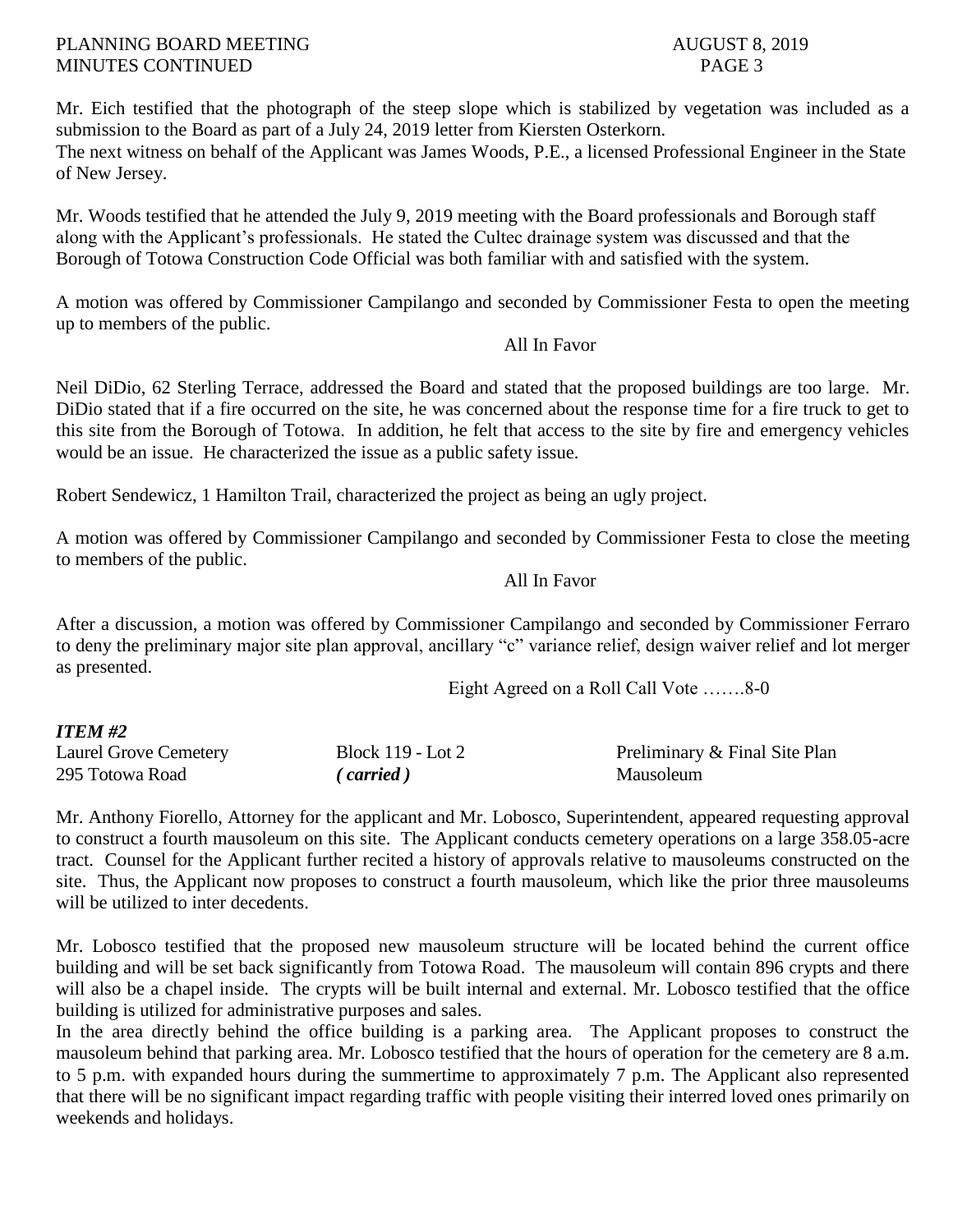Mr. Eich testified that the photograph of the steep slope which is stabilized by vegetation was included as a submission to the Board as part of a July 24, 2019 letter from Kiersten Osterkorn.
The next witness on behalf of the Applicant was James Woods, P.E., a licensed Professional Engineer in the State of New Jersey.

Mr. Woods testified that he attended the July 9, 2019 meeting with the Board professionals and Borough staff along with the Applicant's professionals. He stated the Cultec drainage system was discussed and that the Borough of Totowa Construction Code Official was both familiar with and satisfied with the system.

A motion was offered by Commissioner Campilango and seconded by Commissioner Festa to open the meeting up to members of the public.

All In Favor

Neil DiDio, 62 Sterling Terrace, addressed the Board and stated that the proposed buildings are too large. Mr. DiDio stated that if a fire occurred on the site, he was concerned about the response time for a fire truck to get to this site from the Borough of Totowa. In addition, he felt that access to the site by fire and emergency vehicles would be an issue. He characterized the issue as a public safety issue.

Robert Sendewicz, 1 Hamilton Trail, characterized the project as being an ugly project.

A motion was offered by Commissioner Campilango and seconded by Commissioner Festa to close the meeting to members of the public.

All In Favor

After a discussion, a motion was offered by Commissioner Campilango and seconded by Commissioner Ferraro to deny the preliminary major site plan approval, ancillary "c" variance relief, design waiver relief and lot merger as presented.

Eight Agreed on a Roll Call Vote …….8-0

***ITEM #2***

Laurel Grove Cemetery — Block 119 - Lot 2 — Preliminary & Final Site Plan
295 Totowa Road — *( carried )* — Mausoleum

Mr. Anthony Fiorello, Attorney for the applicant and Mr. Lobosco, Superintendent, appeared requesting approval to construct a fourth mausoleum on this site. The Applicant conducts cemetery operations on a large 358.05-acre tract. Counsel for the Applicant further recited a history of approvals relative to mausoleums constructed on the site. Thus, the Applicant now proposes to construct a fourth mausoleum, which like the prior three mausoleums will be utilized to inter decedents.

Mr. Lobosco testified that the proposed new mausoleum structure will be located behind the current office building and will be set back significantly from Totowa Road. The mausoleum will contain 896 crypts and there will also be a chapel inside. The crypts will be built internal and external. Mr. Lobosco testified that the office building is utilized for administrative purposes and sales.
In the area directly behind the office building is a parking area. The Applicant proposes to construct the mausoleum behind that parking area. Mr. Lobosco testified that the hours of operation for the cemetery are 8 a.m. to 5 p.m. with expanded hours during the summertime to approximately 7 p.m. The Applicant also represented that there will be no significant impact regarding traffic with people visiting their interred loved ones primarily on weekends and holidays.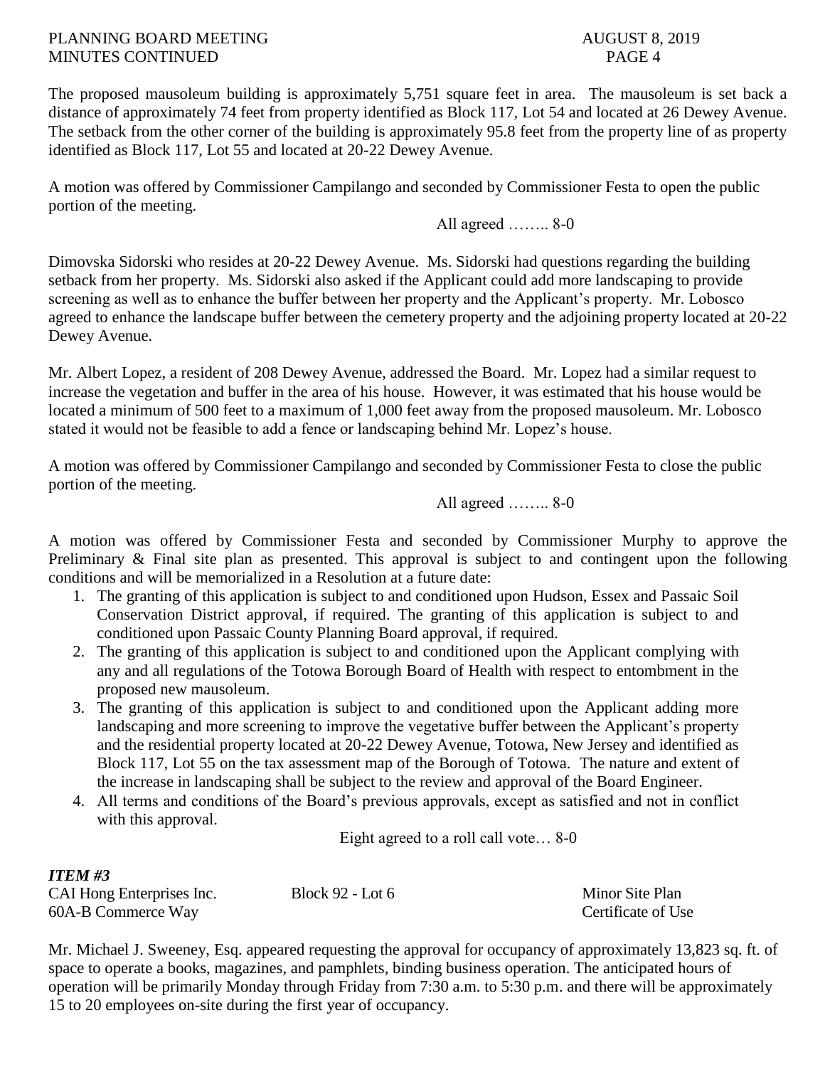The proposed mausoleum building is approximately 5,751 square feet in area. The mausoleum is set back a distance of approximately 74 feet from property identified as Block 117, Lot 54 and located at 26 Dewey Avenue. The setback from the other corner of the building is approximately 95.8 feet from the property line of as property identified as Block 117, Lot 55 and located at 20-22 Dewey Avenue.

A motion was offered by Commissioner Campilango and seconded by Commissioner Festa to open the public portion of the meeting.

All agreed …….. 8-0

Dimovska Sidorski who resides at 20-22 Dewey Avenue. Ms. Sidorski had questions regarding the building setback from her property. Ms. Sidorski also asked if the Applicant could add more landscaping to provide screening as well as to enhance the buffer between her property and the Applicant's property. Mr. Lobosco agreed to enhance the landscape buffer between the cemetery property and the adjoining property located at 20-22 Dewey Avenue.

Mr. Albert Lopez, a resident of 208 Dewey Avenue, addressed the Board. Mr. Lopez had a similar request to increase the vegetation and buffer in the area of his house. However, it was estimated that his house would be located a minimum of 500 feet to a maximum of 1,000 feet away from the proposed mausoleum. Mr. Lobosco stated it would not be feasible to add a fence or landscaping behind Mr. Lopez's house.

A motion was offered by Commissioner Campilango and seconded by Commissioner Festa to close the public portion of the meeting.

All agreed …….. 8-0

A motion was offered by Commissioner Festa and seconded by Commissioner Murphy to approve the Preliminary & Final site plan as presented. This approval is subject to and contingent upon the following conditions and will be memorialized in a Resolution at a future date:

1. The granting of this application is subject to and conditioned upon Hudson, Essex and Passaic Soil Conservation District approval, if required. The granting of this application is subject to and conditioned upon Passaic County Planning Board approval, if required.
2. The granting of this application is subject to and conditioned upon the Applicant complying with any and all regulations of the Totowa Borough Board of Health with respect to entombment in the proposed new mausoleum.
3. The granting of this application is subject to and conditioned upon the Applicant adding more landscaping and more screening to improve the vegetative buffer between the Applicant's property and the residential property located at 20-22 Dewey Avenue, Totowa, New Jersey and identified as Block 117, Lot 55 on the tax assessment map of the Borough of Totowa. The nature and extent of the increase in landscaping shall be subject to the review and approval of the Board Engineer.
4. All terms and conditions of the Board's previous approvals, except as satisfied and not in conflict with this approval.

Eight agreed to a roll call vote… 8-0

***ITEM #3***

CAI Hong Enterprises Inc. — Block 92 - Lot 6 — Minor Site Plan
60A-B Commerce Way — Certificate of Use

Mr. Michael J. Sweeney, Esq. appeared requesting the approval for occupancy of approximately 13,823 sq. ft. of space to operate a books, magazines, and pamphlets, binding business operation. The anticipated hours of operation will be primarily Monday through Friday from 7:30 a.m. to 5:30 p.m. and there will be approximately 15 to 20 employees on-site during the first year of occupancy.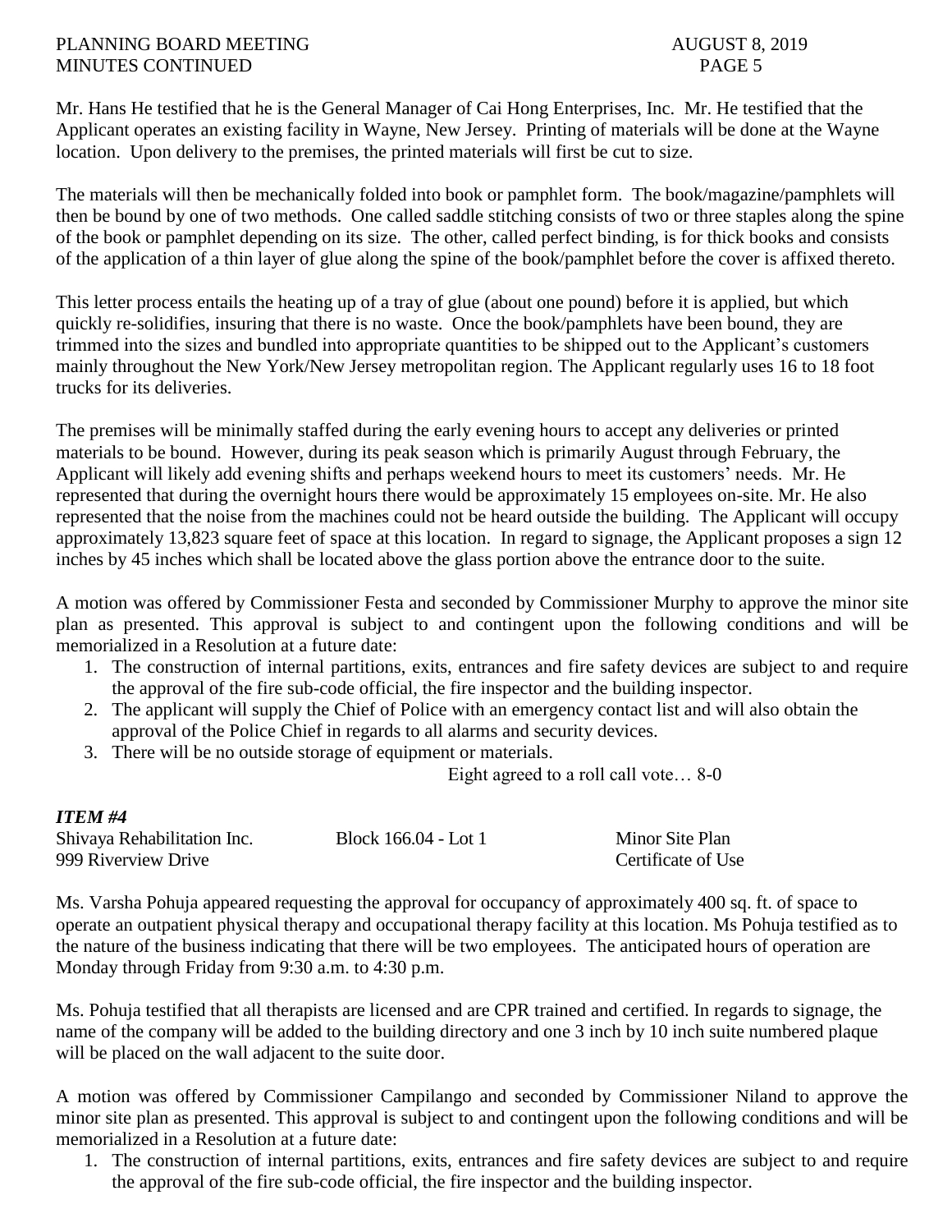Mr. Hans He testified that he is the General Manager of Cai Hong Enterprises, Inc. Mr. He testified that the Applicant operates an existing facility in Wayne, New Jersey. Printing of materials will be done at the Wayne location. Upon delivery to the premises, the printed materials will first be cut to size.

The materials will then be mechanically folded into book or pamphlet form. The book/magazine/pamphlets will then be bound by one of two methods. One called saddle stitching consists of two or three staples along the spine of the book or pamphlet depending on its size. The other, called perfect binding, is for thick books and consists of the application of a thin layer of glue along the spine of the book/pamphlet before the cover is affixed thereto.

This letter process entails the heating up of a tray of glue (about one pound) before it is applied, but which quickly re-solidifies, insuring that there is no waste. Once the book/pamphlets have been bound, they are trimmed into the sizes and bundled into appropriate quantities to be shipped out to the Applicant's customers mainly throughout the New York/New Jersey metropolitan region. The Applicant regularly uses 16 to 18 foot trucks for its deliveries.

The premises will be minimally staffed during the early evening hours to accept any deliveries or printed materials to be bound. However, during its peak season which is primarily August through February, the Applicant will likely add evening shifts and perhaps weekend hours to meet its customers' needs. Mr. He represented that during the overnight hours there would be approximately 15 employees on-site. Mr. He also represented that the noise from the machines could not be heard outside the building. The Applicant will occupy approximately 13,823 square feet of space at this location. In regard to signage, the Applicant proposes a sign 12 inches by 45 inches which shall be located above the glass portion above the entrance door to the suite.

A motion was offered by Commissioner Festa and seconded by Commissioner Murphy to approve the minor site plan as presented. This approval is subject to and contingent upon the following conditions and will be memorialized in a Resolution at a future date:

1. The construction of internal partitions, exits, entrances and fire safety devices are subject to and require the approval of the fire sub-code official, the fire inspector and the building inspector.
2. The applicant will supply the Chief of Police with an emergency contact list and will also obtain the approval of the Police Chief in regards to all alarms and security devices.
3. There will be no outside storage of equipment or materials.

Eight agreed to a roll call vote… 8-0

***ITEM #4***

Shivaya Rehabilitation Inc. — Block 166.04 - Lot 1 — Minor Site Plan
999 Riverview Drive — Certificate of Use

Ms. Varsha Pohuja appeared requesting the approval for occupancy of approximately 400 sq. ft. of space to operate an outpatient physical therapy and occupational therapy facility at this location. Ms Pohuja testified as to the nature of the business indicating that there will be two employees. The anticipated hours of operation are Monday through Friday from 9:30 a.m. to 4:30 p.m.

Ms. Pohuja testified that all therapists are licensed and are CPR trained and certified. In regards to signage, the name of the company will be added to the building directory and one 3 inch by 10 inch suite numbered plaque will be placed on the wall adjacent to the suite door.

A motion was offered by Commissioner Campilango and seconded by Commissioner Niland to approve the minor site plan as presented. This approval is subject to and contingent upon the following conditions and will be memorialized in a Resolution at a future date:

1. The construction of internal partitions, exits, entrances and fire safety devices are subject to and require the approval of the fire sub-code official, the fire inspector and the building inspector.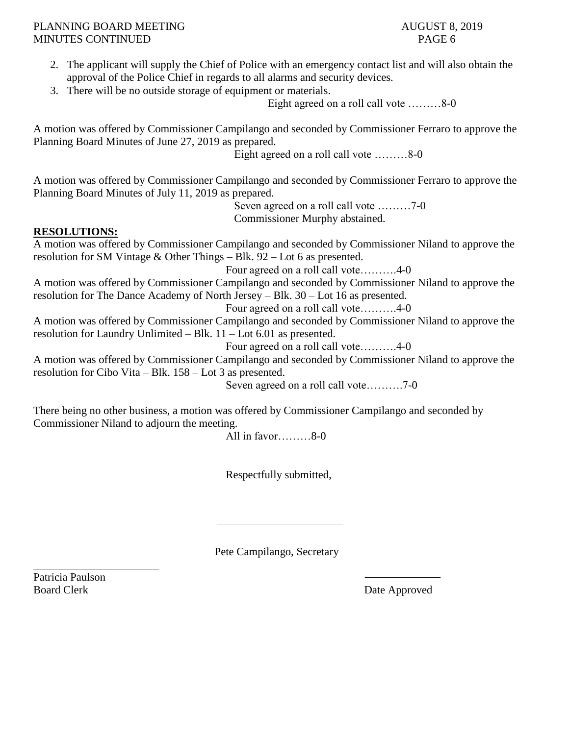2. The applicant will supply the Chief of Police with an emergency contact list and will also obtain the approval of the Police Chief in regards to all alarms and security devices.
3. There will be no outside storage of equipment or materials.

Eight agreed on a roll call vote ………8-0

A motion was offered by Commissioner Campilango and seconded by Commissioner Ferraro to approve the Planning Board Minutes of June 27, 2019 as prepared.

Eight agreed on a roll call vote ………8-0

A motion was offered by Commissioner Campilango and seconded by Commissioner Ferraro to approve the Planning Board Minutes of July 11, 2019 as prepared.

Seven agreed on a roll call vote ………7-0
Commissioner Murphy abstained.

**RESOLUTIONS:**

A motion was offered by Commissioner Campilango and seconded by Commissioner Niland to approve the resolution for SM Vintage & Other Things – Blk. 92 – Lot 6 as presented.

Four agreed on a roll call vote……….4-0

A motion was offered by Commissioner Campilango and seconded by Commissioner Niland to approve the resolution for The Dance Academy of North Jersey – Blk. 30 – Lot 16 as presented.

Four agreed on a roll call vote……….4-0

A motion was offered by Commissioner Campilango and seconded by Commissioner Niland to approve the resolution for Laundry Unlimited – Blk. 11 – Lot 6.01 as presented.

Four agreed on a roll call vote……….4-0

A motion was offered by Commissioner Campilango and seconded by Commissioner Niland to approve the resolution for Cibo Vita – Blk. 158 – Lot 3 as presented.

Seven agreed on a roll call vote……….7-0

There being no other business, a motion was offered by Commissioner Campilango and seconded by Commissioner Niland to adjourn the meeting.

All in favor………8-0

Respectfully submitted,

_______________________

Pete Campilango, Secretary

_______________________
Patricia Paulson
Board Clerk

_____________
Date Approved